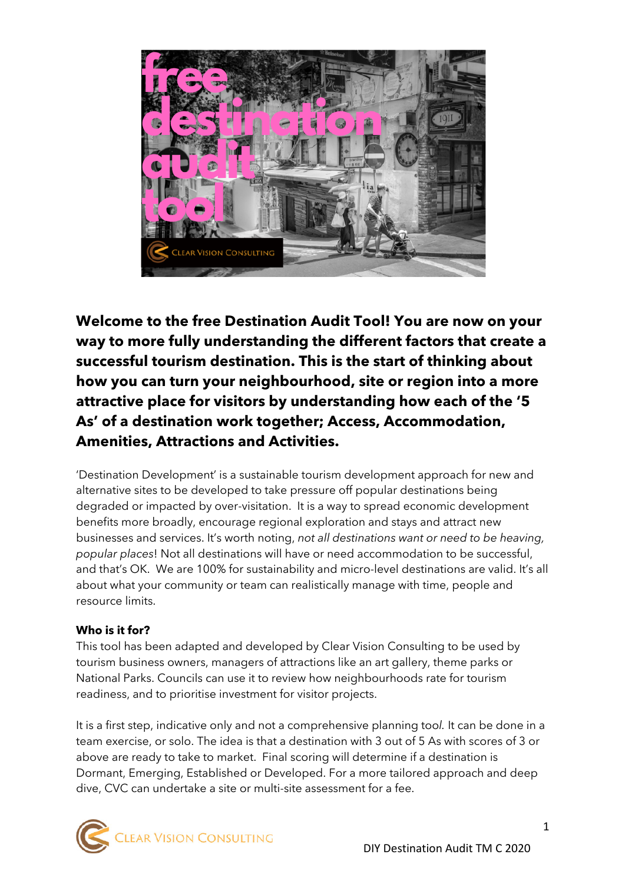**Welcome to the free Destination Audit Tool! You are now on your way to more fully understanding the different factors that create a successful tourism destination. This is the start of thinking about how you can turn your neighbourhood, site or region into a more attractive place for visitors by understanding how each of the '5 As' of a destination work together; Access, Accommodation, Amenities, Attractions and Activities.**

'Destination Development' is a sustainable tourism development approach for new and alternative sites to be developed to take pressure off popular destinations being degraded or impacted by over-visitation. It is a way to spread economic development benefits more broadly, encourage regional exploration and stays and attract new businesses and services. It's worth noting, *not all destinations want or need to be heaving, popular places*! Not all destinations will have or need accommodation to be successful, and that's OK. We are 100% for sustainability and micro-level destinations are valid. It's all about what your community or team can realistically manage with time, people and resource limits.

**Who is it for?**

This tool has been adapted and developed by Clear Vision Consulting to be used by tourism business owners, managers of attractions like an art gallery, theme parks or National Parks. Councils can use it to review how neighbourhoods rate for tourism readiness, and to prioritise investment for visitor projects.

It is a first step, indicative only and not a comprehensive planning too*l*. It can be done in a team exercise, or solo. The idea is that a destination with 3 out of 5 As with scores of 3 or above are ready to take to market. Final scoring will determine if a destination is Dormant, Emerging, Established or Developed. For a more tailored approach and deep dive, CVC can undertake a site or multi-site assessment for a fee.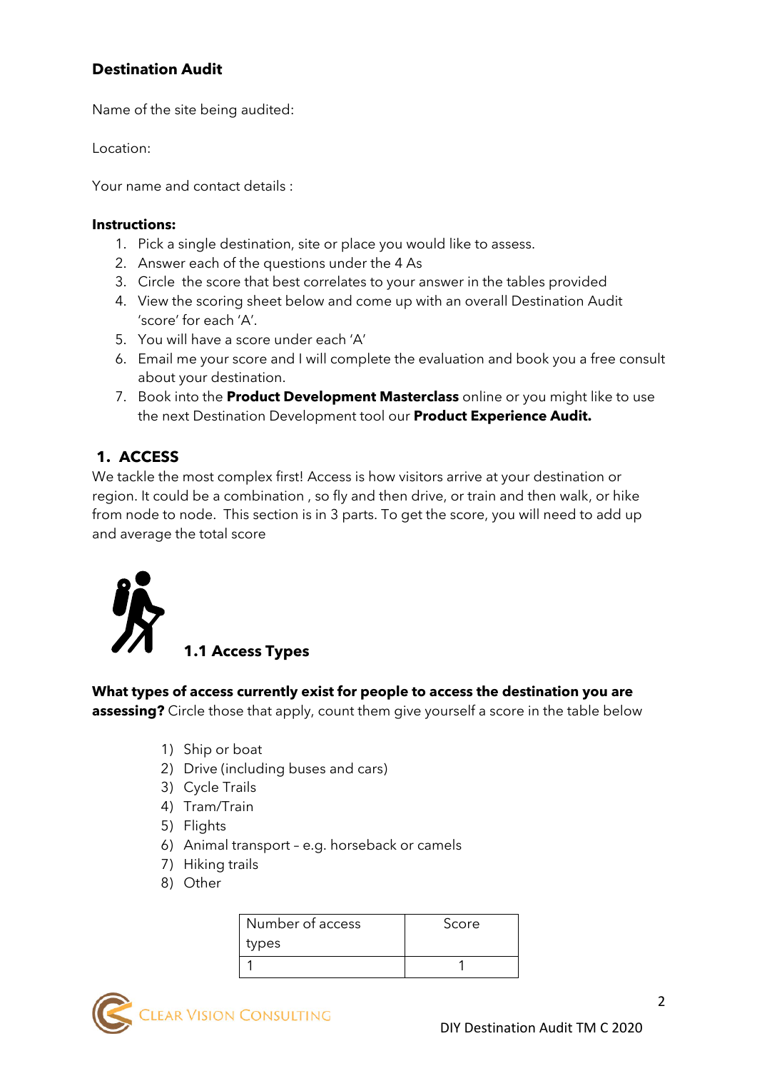## Destination Audit

Name of the site being audited:

Location:

Your name and contact details :

**Instructions:**

1. Pick a single destination, site or place you would like to assess.
2. Answer each of the questions under the 4 As
3. Circle the score that best correlates to your answer in the tables provided
4. View the scoring sheet below and come up with an overall Destination Audit 'score' for each 'A'.
5. You will have a score under each 'A'
6. Email me your score and I will complete the evaluation and book you a free consult about your destination.
7. Book into the **Product Development Masterclass** online or you might like to use the next Destination Development tool our **Product Experience Audit.**

## 1. ACCESS

We tackle the most complex first! Access is how visitors arrive at your destination or region. It could be a combination , so fly and then drive, or train and then walk, or hike from node to node. This section is in 3 parts. To get the score, you will need to add up and average the total score

### 1.1 Access Types

**What types of access currently exist for people to access the destination you are assessing?** Circle those that apply, count them give yourself a score in the table below

1) Ship or boat
2) Drive (including buses and cars)
3) Cycle Trails
4) Tram/Train
5) Flights
6) Animal transport – e.g. horseback or camels
7) Hiking trails
8) Other

| Number of access types | Score |
|---|---|
| 1 | 1 |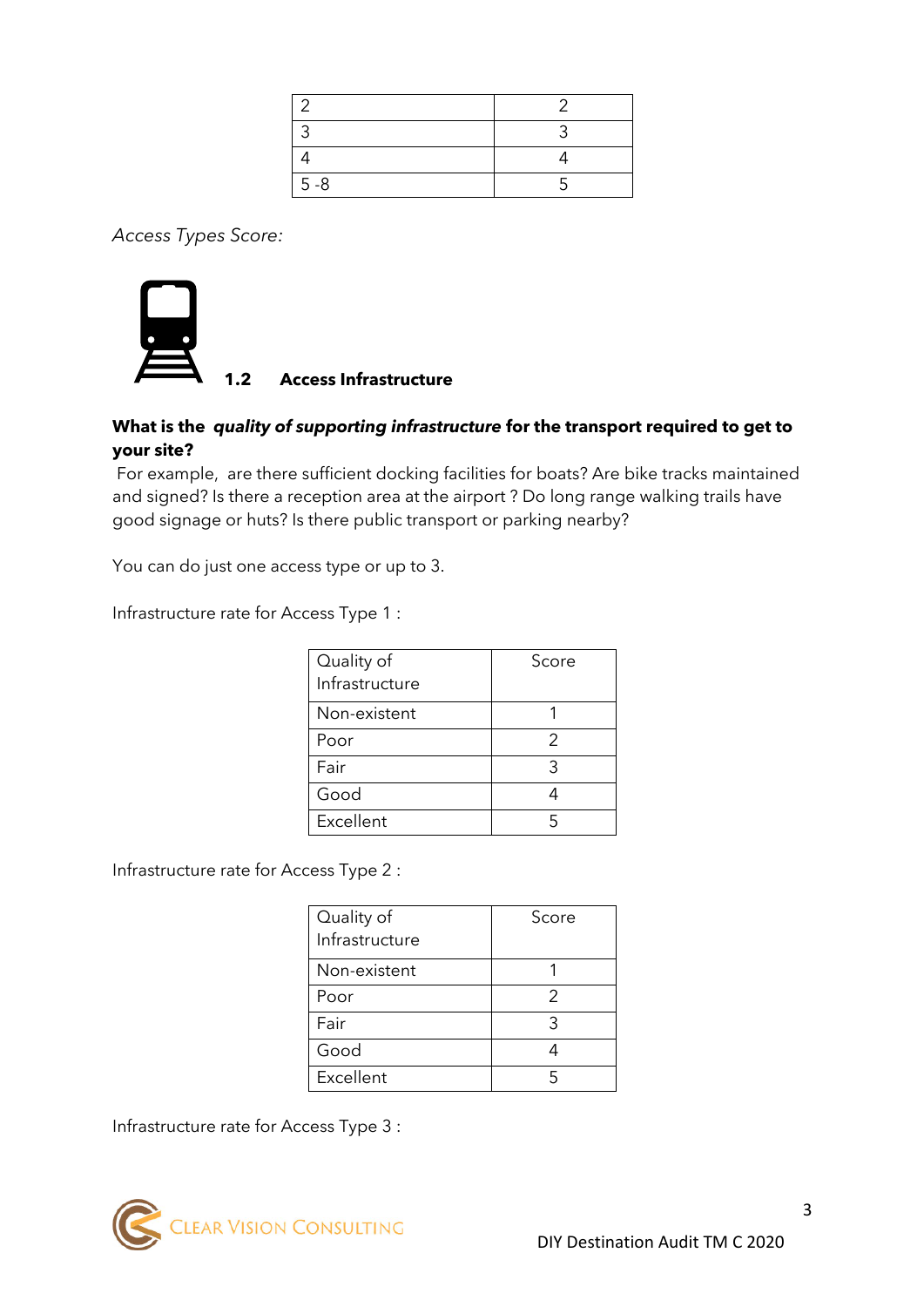| 2 | 2 |
|---|---|
| 3 | 3 |
| 4 | 4 |
| 5 -8 | 5 |

*Access Types Score:*

## 1.2 Access Infrastructure

**What is the *quality of supporting infrastructure* for the transport required to get to your site?**

For example, are there sufficient docking facilities for boats? Are bike tracks maintained and signed? Is there a reception area at the airport ? Do long range walking trails have good signage or huts? Is there public transport or parking nearby?

You can do just one access type or up to 3.

Infrastructure rate for Access Type 1 :

| Quality of Infrastructure | Score |
|---|---|
| Non-existent | 1 |
| Poor | 2 |
| Fair | 3 |
| Good | 4 |
| Excellent | 5 |

Infrastructure rate for Access Type 2 :

| Quality of Infrastructure | Score |
|---|---|
| Non-existent | 1 |
| Poor | 2 |
| Fair | 3 |
| Good | 4 |
| Excellent | 5 |

Infrastructure rate for Access Type 3 :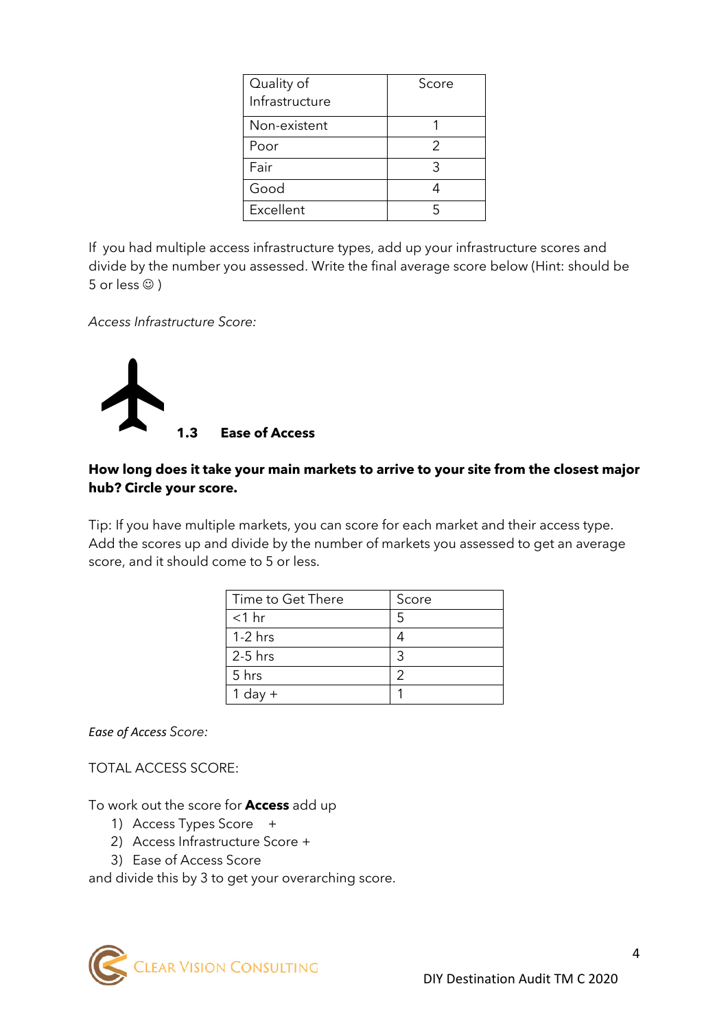| Quality of Infrastructure | Score |
| --- | --- |
| Non-existent | 1 |
| Poor | 2 |
| Fair | 3 |
| Good | 4 |
| Excellent | 5 |

If you had multiple access infrastructure types, add up your infrastructure scores and divide by the number you assessed. Write the final average score below (Hint: should be 5 or less ☺ )

*Access Infrastructure Score:*

### 1.3 Ease of Access

**How long does it take your main markets to arrive to your site from the closest major hub? Circle your score.**

Tip: If you have multiple markets, you can score for each market and their access type. Add the scores up and divide by the number of markets you assessed to get an average score, and it should come to 5 or less.

| Time to Get There | Score |
| --- | --- |
| <1 hr | 5 |
| 1-2 hrs | 4 |
| 2-5 hrs | 3 |
| 5 hrs | 2 |
| 1 day + | 1 |

*Ease of Access Score:*

TOTAL ACCESS SCORE:

To work out the score for **Access** add up

1) Access Types Score +
2) Access Infrastructure Score +
3) Ease of Access Score

and divide this by 3 to get your overarching score.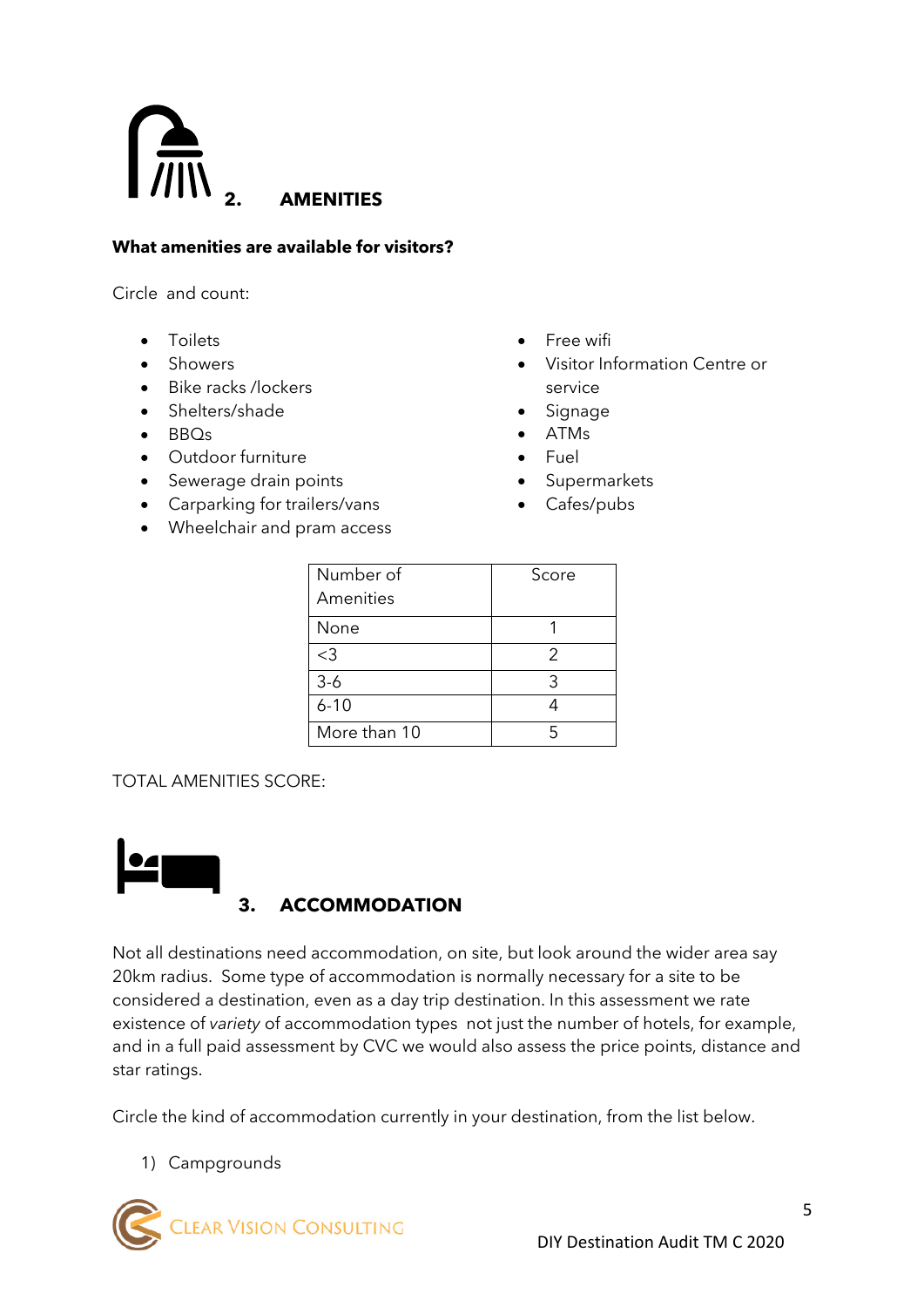## 2. AMENITIES

**What amenities are available for visitors?**

Circle and count:

- Toilets
- Showers
- Bike racks /lockers
- Shelters/shade
- BBQs
- Outdoor furniture
- Sewerage drain points
- Carparking for trailers/vans
- Wheelchair and pram access
- Free wifi
- Visitor Information Centre or service
- Signage
- ATMs
- Fuel
- Supermarkets
- Cafes/pubs

| Number of Amenities | Score |
|---|---|
| None | 1 |
| <3 | 2 |
| 3-6 | 3 |
| 6-10 | 4 |
| More than 10 | 5 |

TOTAL AMENITIES SCORE:

## 3. ACCOMMODATION

Not all destinations need accommodation, on site, but look around the wider area say 20km radius. Some type of accommodation is normally necessary for a site to be considered a destination, even as a day trip destination. In this assessment we rate existence of *variety* of accommodation types not just the number of hotels, for example, and in a full paid assessment by CVC we would also assess the price points, distance and star ratings.

Circle the kind of accommodation currently in your destination, from the list below.

1) Campgrounds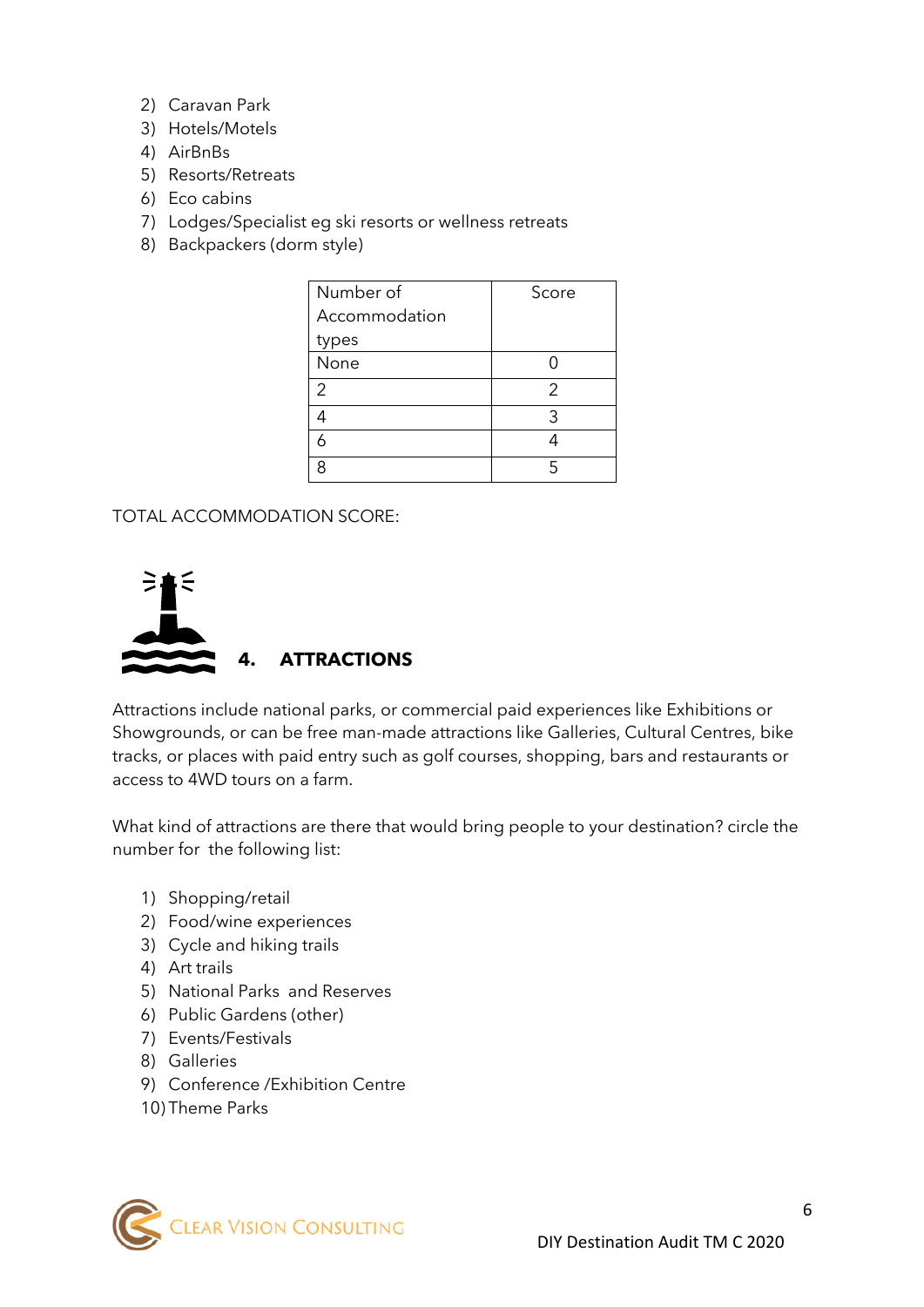2) Caravan Park
3) Hotels/Motels
4) AirBnBs
5) Resorts/Retreats
6) Eco cabins
7) Lodges/Specialist eg ski resorts or wellness retreats
8) Backpackers (dorm style)

| Number of Accommodation types | Score |
|---|---|
| None | 0 |
| 2 | 2 |
| 4 | 3 |
| 6 | 4 |
| 8 | 5 |

TOTAL ACCOMMODATION SCORE:

## 4. ATTRACTIONS

Attractions include national parks, or commercial paid experiences like Exhibitions or Showgrounds, or can be free man-made attractions like Galleries, Cultural Centres, bike tracks, or places with paid entry such as golf courses, shopping, bars and restaurants or access to 4WD tours on a farm.

What kind of attractions are there that would bring people to your destination? circle the number for the following list:

1) Shopping/retail
2) Food/wine experiences
3) Cycle and hiking trails
4) Art trails
5) National Parks and Reserves
6) Public Gardens (other)
7) Events/Festivals
8) Galleries
9) Conference /Exhibition Centre
10) Theme Parks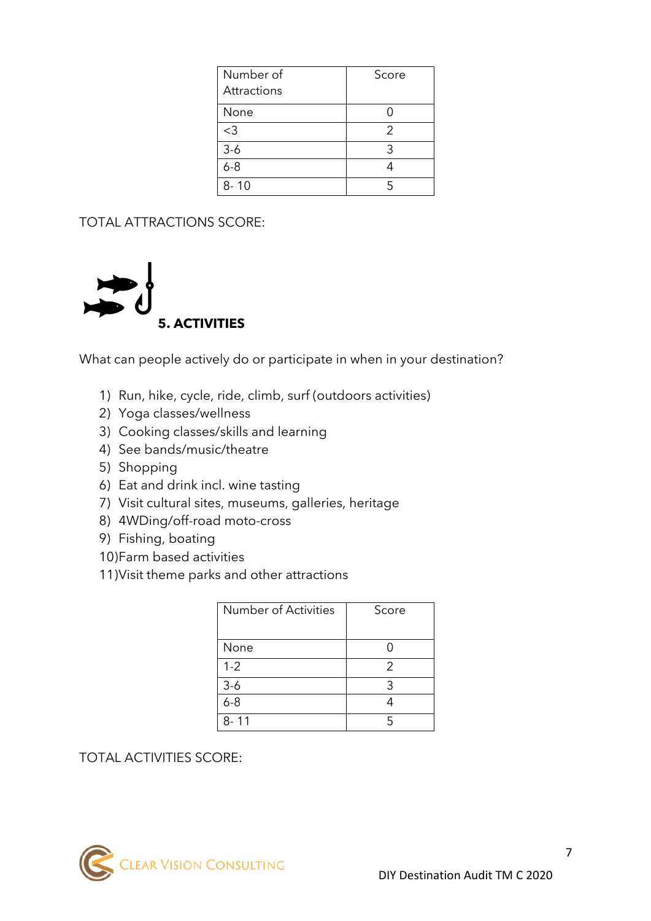| Number of Attractions | Score |
|---|---|
| None | 0 |
| <3 | 2 |
| 3-6 | 3 |
| 6-8 | 4 |
| 8- 10 | 5 |

TOTAL ATTRACTIONS SCORE:

## 5. ACTIVITIES

What can people actively do or participate in when in your destination?

1) Run, hike, cycle, ride, climb, surf (outdoors activities)
2) Yoga classes/wellness
3) Cooking classes/skills and learning
4) See bands/music/theatre
5) Shopping
6) Eat and drink incl. wine tasting
7) Visit cultural sites, museums, galleries, heritage
8) 4WDing/off-road moto-cross
9) Fishing, boating
10) Farm based activities
11) Visit theme parks and other attractions

| Number of Activities | Score |
|---|---|
| None | 0 |
| 1-2 | 2 |
| 3-6 | 3 |
| 6-8 | 4 |
| 8- 11 | 5 |

TOTAL ACTIVITIES SCORE: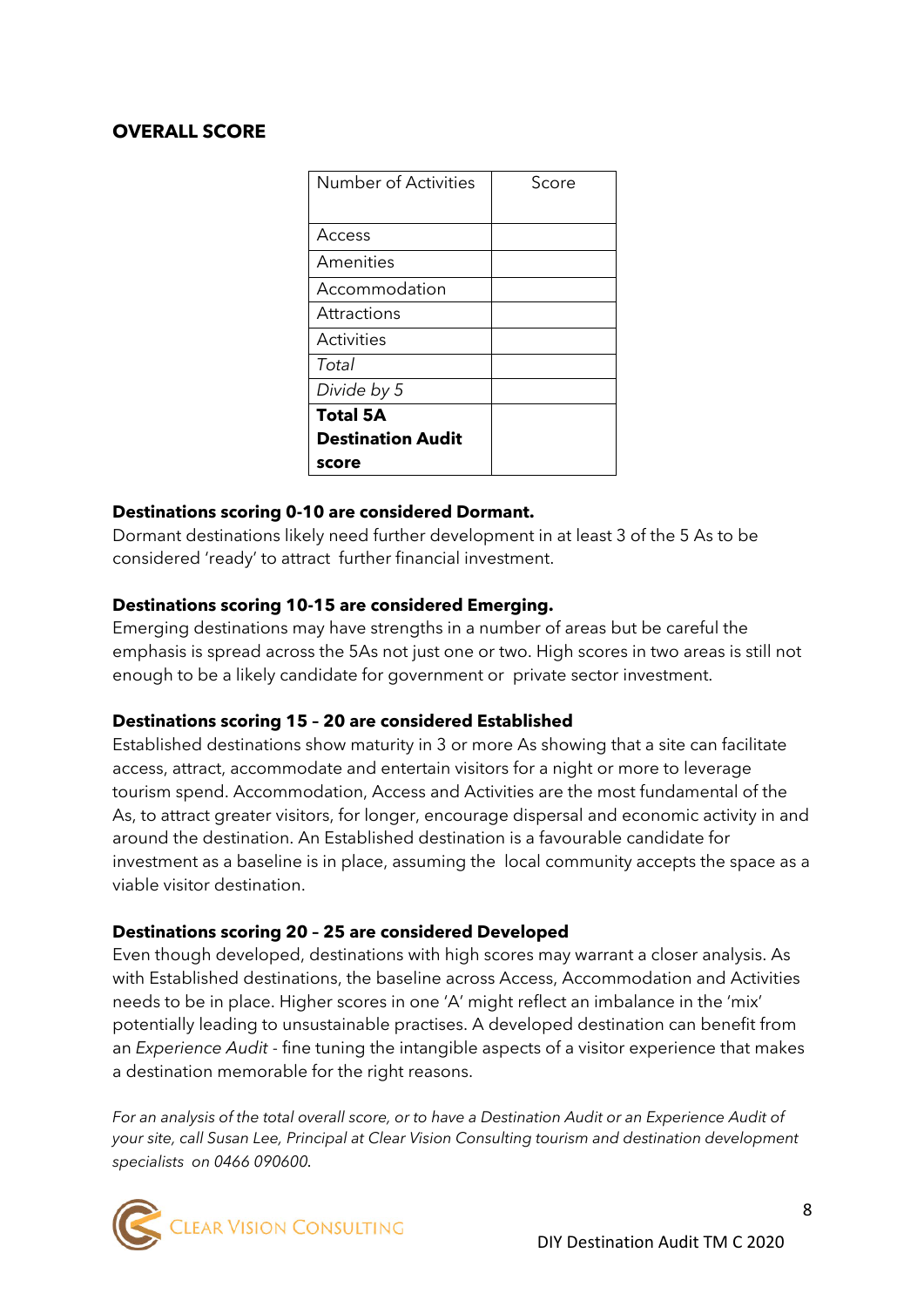## OVERALL SCORE

| Number of Activities | Score |
|---|---|
| Access | |
| Amenities | |
| Accommodation | |
| Attractions | |
| Activities | |
| *Total* | |
| *Divide by 5* | |
| **Total 5A Destination Audit score** | |

**Destinations scoring 0-10 are considered Dormant.**
Dormant destinations likely need further development in at least 3 of the 5 As to be considered 'ready' to attract further financial investment.

**Destinations scoring 10-15 are considered Emerging.**
Emerging destinations may have strengths in a number of areas but be careful the emphasis is spread across the 5As not just one or two. High scores in two areas is still not enough to be a likely candidate for government or private sector investment.

**Destinations scoring 15 – 20 are considered Established**
Established destinations show maturity in 3 or more As showing that a site can facilitate access, attract, accommodate and entertain visitors for a night or more to leverage tourism spend. Accommodation, Access and Activities are the most fundamental of the As, to attract greater visitors, for longer, encourage dispersal and economic activity in and around the destination. An Established destination is a favourable candidate for investment as a baseline is in place, assuming the local community accepts the space as a viable visitor destination.

**Destinations scoring 20 – 25 are considered Developed**
Even though developed, destinations with high scores may warrant a closer analysis. As with Established destinations, the baseline across Access, Accommodation and Activities needs to be in place. Higher scores in one 'A' might reflect an imbalance in the 'mix' potentially leading to unsustainable practises. A developed destination can benefit from an *Experience Audit* - fine tuning the intangible aspects of a visitor experience that makes a destination memorable for the right reasons.

*For an analysis of the total overall score, or to have a Destination Audit or an Experience Audit of your site, call Susan Lee, Principal at Clear Vision Consulting tourism and destination development specialists on 0466 090600.*